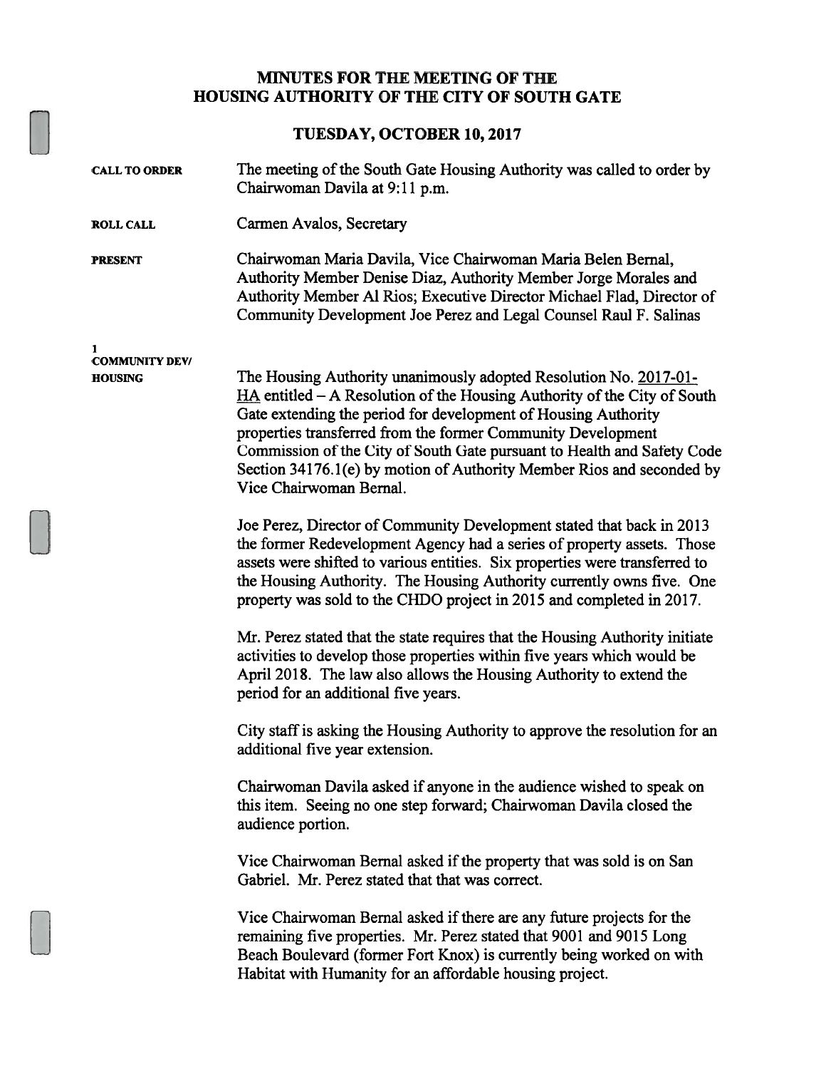# MINUTES FOR THE MEETING OF THE HOUSING AUTHORITY OF THE CITY OF SOUTH GATE

## TUESDAY, OCTOBER 10, 2017

**CALL TO ORDER**

The meeting of the South Gate Housing Authority was called to order by Chairwoman Davila at 9:11 p.m.

**ROLL CALL**

Carmen Avalos, Secretary

**PRESENT**

Chairwoman Maria Davila, Vice Chairwoman Maria Belen Bernal, Authority Member Denise Diaz, Authority Member Jorge Morales and Authority Member Al Rios; Executive Director Michael Flad, Director of Community Development Joe Perez and Legal Counsel Raul F. Salinas

**1**
**COMMUNITY DEV/ HOUSING**

The Housing Authority unanimously adopted Resolution No. 2017-01-HA entitled – A Resolution of the Housing Authority of the City of South Gate extending the period for development of Housing Authority properties transferred from the former Community Development Commission of the City of South Gate pursuant to Health and Safety Code Section 34176.1(e) by motion of Authority Member Rios and seconded by Vice Chairwoman Bernal.

Joe Perez, Director of Community Development stated that back in 2013 the former Redevelopment Agency had a series of property assets. Those assets were shifted to various entities. Six properties were transferred to the Housing Authority. The Housing Authority currently owns five. One property was sold to the CHDO project in 2015 and completed in 2017.

Mr. Perez stated that the state requires that the Housing Authority initiate activities to develop those properties within five years which would be April 2018. The law also allows the Housing Authority to extend the period for an additional five years.

City staff is asking the Housing Authority to approve the resolution for an additional five year extension.

Chairwoman Davila asked if anyone in the audience wished to speak on this item. Seeing no one step forward; Chairwoman Davila closed the audience portion.

Vice Chairwoman Bernal asked if the property that was sold is on San Gabriel. Mr. Perez stated that that was correct.

Vice Chairwoman Bernal asked if there are any future projects for the remaining five properties. Mr. Perez stated that 9001 and 9015 Long Beach Boulevard (former Fort Knox) is currently being worked on with Habitat with Humanity for an affordable housing project.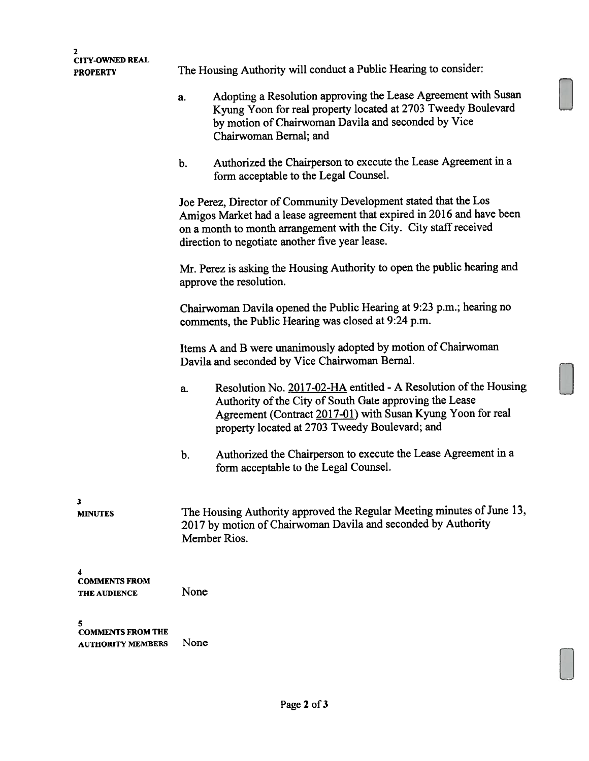**2**
**CITY-OWNED REAL PROPERTY**

The Housing Authority will conduct a Public Hearing to consider:

a. Adopting a Resolution approving the Lease Agreement with Susan Kyung Yoon for real property located at 2703 Tweedy Boulevard by motion of Chairwoman Davila and seconded by Vice Chairwoman Bernal; and

b. Authorized the Chairperson to execute the Lease Agreement in a form acceptable to the Legal Counsel.

Joe Perez, Director of Community Development stated that the Los Amigos Market had a lease agreement that expired in 2016 and have been on a month to month arrangement with the City. City staff received direction to negotiate another five year lease.

Mr. Perez is asking the Housing Authority to open the public hearing and approve the resolution.

Chairwoman Davila opened the Public Hearing at 9:23 p.m.; hearing no comments, the Public Hearing was closed at 9:24 p.m.

Items A and B were unanimously adopted by motion of Chairwoman Davila and seconded by Vice Chairwoman Bernal.

a. Resolution No. 2017-02-HA entitled - A Resolution of the Housing Authority of the City of South Gate approving the Lease Agreement (Contract 2017-01) with Susan Kyung Yoon for real property located at 2703 Tweedy Boulevard; and

b. Authorized the Chairperson to execute the Lease Agreement in a form acceptable to the Legal Counsel.

**3**
**MINUTES**

The Housing Authority approved the Regular Meeting minutes of June 13, 2017 by motion of Chairwoman Davila and seconded by Authority Member Rios.

**4**
**COMMENTS FROM THE AUDIENCE**

None

**5**
**COMMENTS FROM THE AUTHORITY MEMBERS**

None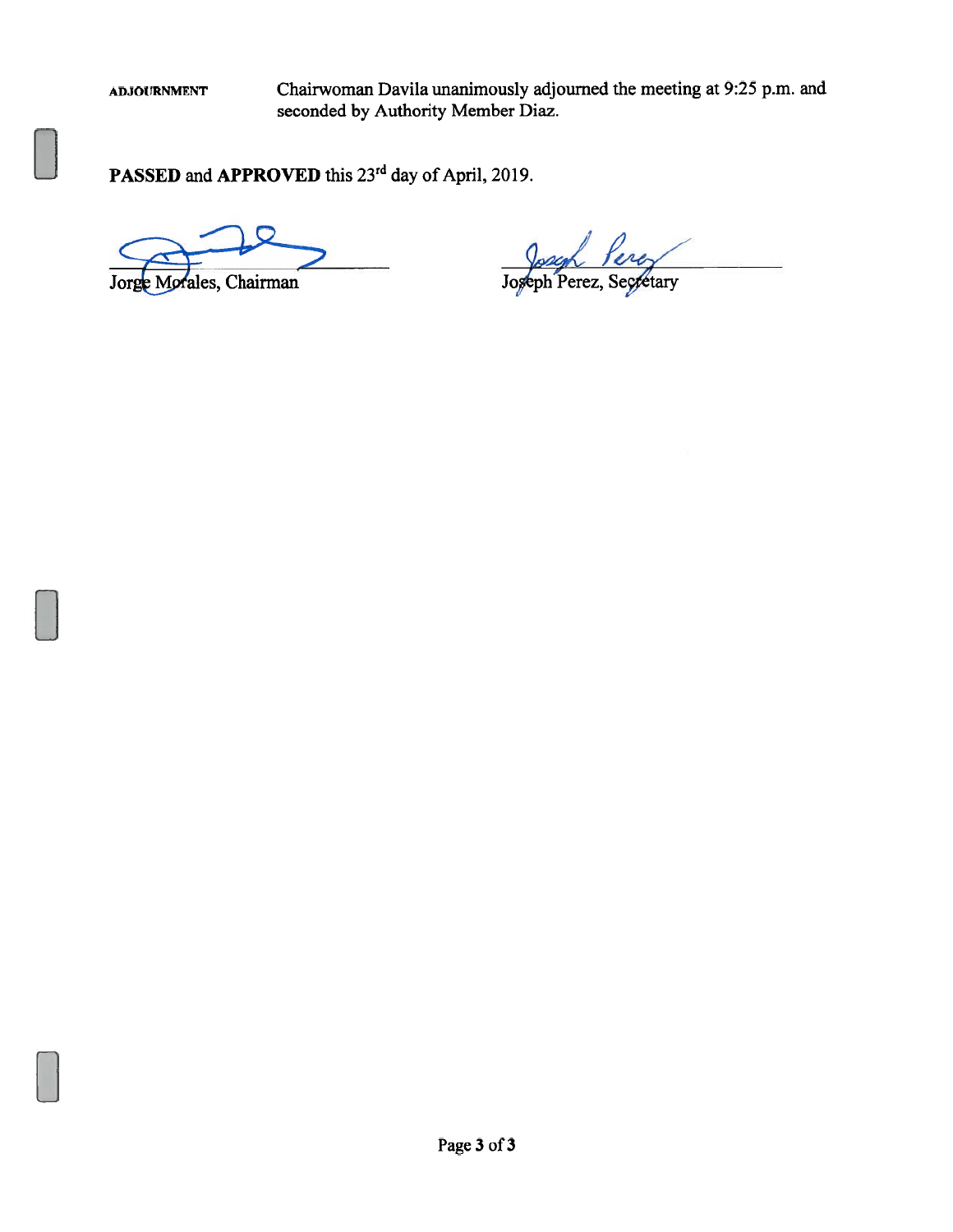**ADJOURNMENT** Chairwoman Davila unanimously adjourned the meeting at 9:25 p.m. and seconded by Authority Member Diaz.

**PASSED** and **APPROVED** this 23rd day of April, 2019.

Jorge Morales, Chairman

Joseph Perez, Secretary